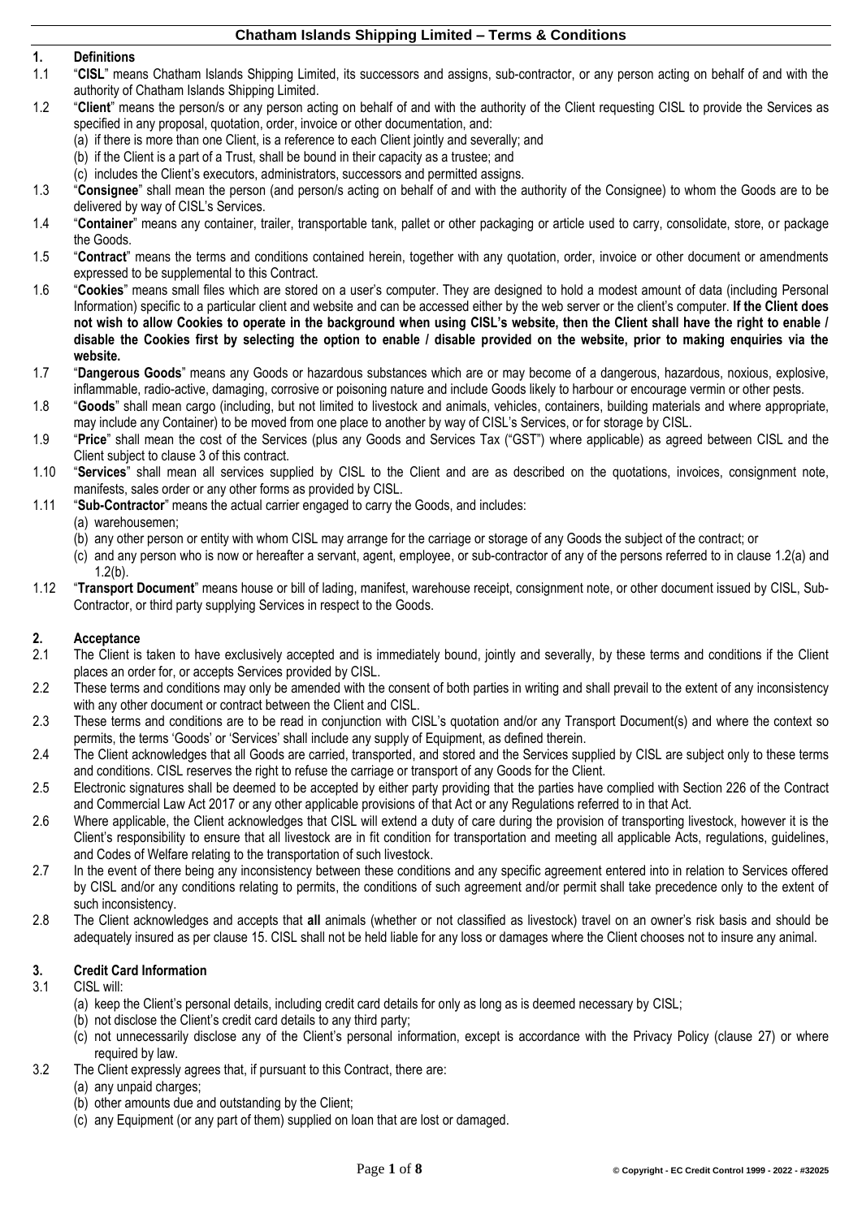# Chatham Islands Shipping Limited – Terms & Conditions

## 1. Definitions

1.1 "**CISL**" means Chatham Islands Shipping Limited, its successors and assigns, sub-contractor, or any person acting on behalf of and with the authority of Chatham Islands Shipping Limited.

1.2 "**Client**" means the person/s or any person acting on behalf of and with the authority of the Client requesting CISL to provide the Services as specified in any proposal, quotation, order, invoice or other documentation, and:
   (a) if there is more than one Client, is a reference to each Client jointly and severally; and
   (b) if the Client is a part of a Trust, shall be bound in their capacity as a trustee; and
   (c) includes the Client's executors, administrators, successors and permitted assigns.

1.3 "**Consignee**" shall mean the person (and person/s acting on behalf of and with the authority of the Consignee) to whom the Goods are to be delivered by way of CISL's Services.

1.4 "**Container**" means any container, trailer, transportable tank, pallet or other packaging or article used to carry, consolidate, store, or package the Goods.

1.5 "**Contract**" means the terms and conditions contained herein, together with any quotation, order, invoice or other document or amendments expressed to be supplemental to this Contract.

1.6 "**Cookies**" means small files which are stored on a user's computer. They are designed to hold a modest amount of data (including Personal Information) specific to a particular client and website and can be accessed either by the web server or the client's computer. **If the Client does not wish to allow Cookies to operate in the background when using CISL's website, then the Client shall have the right to enable / disable the Cookies first by selecting the option to enable / disable provided on the website, prior to making enquiries via the website.**

1.7 "**Dangerous Goods**" means any Goods or hazardous substances which are or may become of a dangerous, hazardous, noxious, explosive, inflammable, radio-active, damaging, corrosive or poisoning nature and include Goods likely to harbour or encourage vermin or other pests.

1.8 "**Goods**" shall mean cargo (including, but not limited to livestock and animals, vehicles, containers, building materials and where appropriate, may include any Container) to be moved from one place to another by way of CISL's Services, or for storage by CISL.

1.9 "**Price**" shall mean the cost of the Services (plus any Goods and Services Tax ("GST") where applicable) as agreed between CISL and the Client subject to clause 3 of this contract.

1.10 "**Services**" shall mean all services supplied by CISL to the Client and are as described on the quotations, invoices, consignment note, manifests, sales order or any other forms as provided by CISL.

1.11 "**Sub-Contractor**" means the actual carrier engaged to carry the Goods, and includes:
   (a) warehousemen;
   (b) any other person or entity with whom CISL may arrange for the carriage or storage of any Goods the subject of the contract; or
   (c) and any person who is now or hereafter a servant, agent, employee, or sub-contractor of any of the persons referred to in clause 1.2(a) and 1.2(b).

1.12 "**Transport Document**" means house or bill of lading, manifest, warehouse receipt, consignment note, or other document issued by CISL, Sub-Contractor, or third party supplying Services in respect to the Goods.

## 2. Acceptance

2.1 The Client is taken to have exclusively accepted and is immediately bound, jointly and severally, by these terms and conditions if the Client places an order for, or accepts Services provided by CISL.

2.2 These terms and conditions may only be amended with the consent of both parties in writing and shall prevail to the extent of any inconsistency with any other document or contract between the Client and CISL.

2.3 These terms and conditions are to be read in conjunction with CISL's quotation and/or any Transport Document(s) and where the context so permits, the terms 'Goods' or 'Services' shall include any supply of Equipment, as defined therein.

2.4 The Client acknowledges that all Goods are carried, transported, and stored and the Services supplied by CISL are subject only to these terms and conditions. CISL reserves the right to refuse the carriage or transport of any Goods for the Client.

2.5 Electronic signatures shall be deemed to be accepted by either party providing that the parties have complied with Section 226 of the Contract and Commercial Law Act 2017 or any other applicable provisions of that Act or any Regulations referred to in that Act.

2.6 Where applicable, the Client acknowledges that CISL will extend a duty of care during the provision of transporting livestock, however it is the Client's responsibility to ensure that all livestock are in fit condition for transportation and meeting all applicable Acts, regulations, guidelines, and Codes of Welfare relating to the transportation of such livestock.

2.7 In the event of there being any inconsistency between these conditions and any specific agreement entered into in relation to Services offered by CISL and/or any conditions relating to permits, the conditions of such agreement and/or permit shall take precedence only to the extent of such inconsistency.

2.8 The Client acknowledges and accepts that **all** animals (whether or not classified as livestock) travel on an owner's risk basis and should be adequately insured as per clause 15. CISL shall not be held liable for any loss or damages where the Client chooses not to insure any animal.

## 3. Credit Card Information

3.1 CISL will:
   (a) keep the Client's personal details, including credit card details for only as long as is deemed necessary by CISL;
   (b) not disclose the Client's credit card details to any third party;
   (c) not unnecessarily disclose any of the Client's personal information, except is accordance with the Privacy Policy (clause 27) or where required by law.

3.2 The Client expressly agrees that, if pursuant to this Contract, there are:
   (a) any unpaid charges;
   (b) other amounts due and outstanding by the Client;
   (c) any Equipment (or any part of them) supplied on loan that are lost or damaged.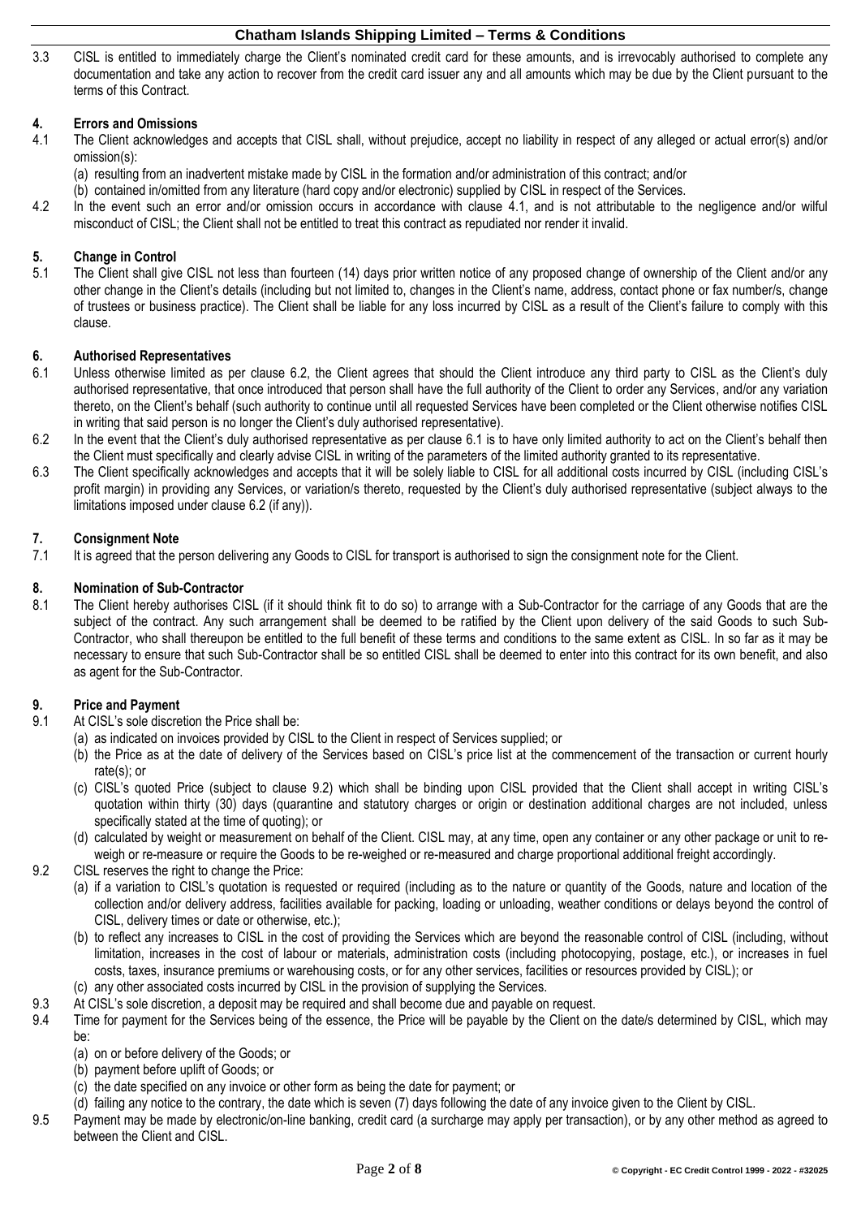3.3 CISL is entitled to immediately charge the Client's nominated credit card for these amounts, and is irrevocably authorised to complete any documentation and take any action to recover from the credit card issuer any and all amounts which may be due by the Client pursuant to the terms of this Contract.

## 4. Errors and Omissions

4.1 The Client acknowledges and accepts that CISL shall, without prejudice, accept no liability in respect of any alleged or actual error(s) and/or omission(s):

(a) resulting from an inadvertent mistake made by CISL in the formation and/or administration of this contract; and/or

(b) contained in/omitted from any literature (hard copy and/or electronic) supplied by CISL in respect of the Services.

4.2 In the event such an error and/or omission occurs in accordance with clause 4.1, and is not attributable to the negligence and/or wilful misconduct of CISL; the Client shall not be entitled to treat this contract as repudiated nor render it invalid.

## 5. Change in Control

5.1 The Client shall give CISL not less than fourteen (14) days prior written notice of any proposed change of ownership of the Client and/or any other change in the Client's details (including but not limited to, changes in the Client's name, address, contact phone or fax number/s, change of trustees or business practice). The Client shall be liable for any loss incurred by CISL as a result of the Client's failure to comply with this clause.

## 6. Authorised Representatives

6.1 Unless otherwise limited as per clause 6.2, the Client agrees that should the Client introduce any third party to CISL as the Client's duly authorised representative, that once introduced that person shall have the full authority of the Client to order any Services, and/or any variation thereto, on the Client's behalf (such authority to continue until all requested Services have been completed or the Client otherwise notifies CISL in writing that said person is no longer the Client's duly authorised representative).

6.2 In the event that the Client's duly authorised representative as per clause 6.1 is to have only limited authority to act on the Client's behalf then the Client must specifically and clearly advise CISL in writing of the parameters of the limited authority granted to its representative.

6.3 The Client specifically acknowledges and accepts that it will be solely liable to CISL for all additional costs incurred by CISL (including CISL's profit margin) in providing any Services, or variation/s thereto, requested by the Client's duly authorised representative (subject always to the limitations imposed under clause 6.2 (if any)).

## 7. Consignment Note

7.1 It is agreed that the person delivering any Goods to CISL for transport is authorised to sign the consignment note for the Client.

## 8. Nomination of Sub-Contractor

8.1 The Client hereby authorises CISL (if it should think fit to do so) to arrange with a Sub-Contractor for the carriage of any Goods that are the subject of the contract. Any such arrangement shall be deemed to be ratified by the Client upon delivery of the said Goods to such Sub-Contractor, who shall thereupon be entitled to the full benefit of these terms and conditions to the same extent as CISL. In so far as it may be necessary to ensure that such Sub-Contractor shall be so entitled CISL shall be deemed to enter into this contract for its own benefit, and also as agent for the Sub-Contractor.

## 9. Price and Payment

9.1 At CISL's sole discretion the Price shall be:

(a) as indicated on invoices provided by CISL to the Client in respect of Services supplied; or

(b) the Price as at the date of delivery of the Services based on CISL's price list at the commencement of the transaction or current hourly rate(s); or

(c) CISL's quoted Price (subject to clause 9.2) which shall be binding upon CISL provided that the Client shall accept in writing CISL's quotation within thirty (30) days (quarantine and statutory charges or origin or destination additional charges are not included, unless specifically stated at the time of quoting); or

(d) calculated by weight or measurement on behalf of the Client. CISL may, at any time, open any container or any other package or unit to re-weigh or re-measure or require the Goods to be re-weighed or re-measured and charge proportional additional freight accordingly.

9.2 CISL reserves the right to change the Price:

(a) if a variation to CISL's quotation is requested or required (including as to the nature or quantity of the Goods, nature and location of the collection and/or delivery address, facilities available for packing, loading or unloading, weather conditions or delays beyond the control of CISL, delivery times or date or otherwise, etc.);

(b) to reflect any increases to CISL in the cost of providing the Services which are beyond the reasonable control of CISL (including, without limitation, increases in the cost of labour or materials, administration costs (including photocopying, postage, etc.), or increases in fuel costs, taxes, insurance premiums or warehousing costs, or for any other services, facilities or resources provided by CISL); or

(c) any other associated costs incurred by CISL in the provision of supplying the Services.

9.3 At CISL's sole discretion, a deposit may be required and shall become due and payable on request.

9.4 Time for payment for the Services being of the essence, the Price will be payable by the Client on the date/s determined by CISL, which may be:

(a) on or before delivery of the Goods; or

(b) payment before uplift of Goods; or

(c) the date specified on any invoice or other form as being the date for payment; or

(d) failing any notice to the contrary, the date which is seven (7) days following the date of any invoice given to the Client by CISL.

9.5 Payment may be made by electronic/on-line banking, credit card (a surcharge may apply per transaction), or by any other method as agreed to between the Client and CISL.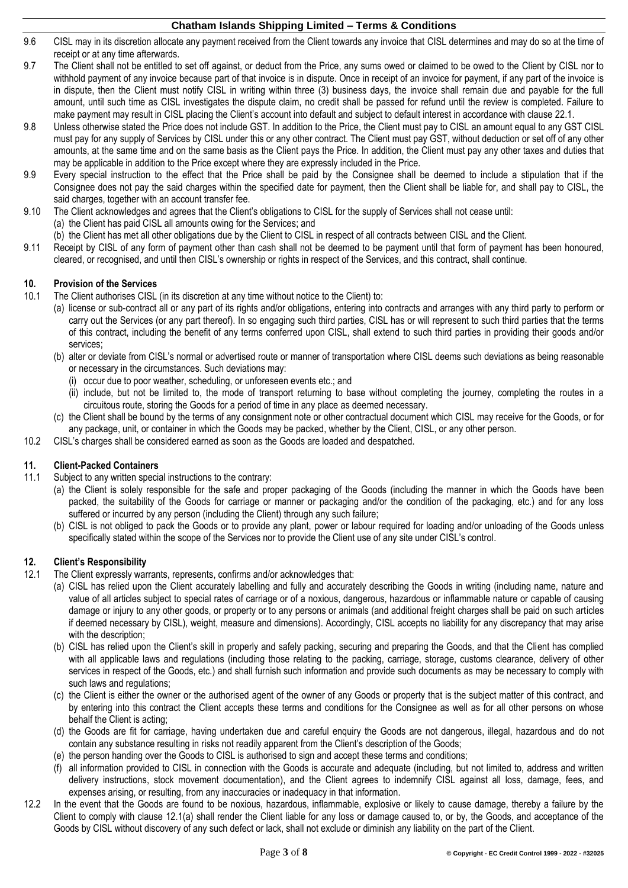9.6 CISL may in its discretion allocate any payment received from the Client towards any invoice that CISL determines and may do so at the time of receipt or at any time afterwards.

9.7 The Client shall not be entitled to set off against, or deduct from the Price, any sums owed or claimed to be owed to the Client by CISL nor to withhold payment of any invoice because part of that invoice is in dispute. Once in receipt of an invoice for payment, if any part of the invoice is in dispute, then the Client must notify CISL in writing within three (3) business days, the invoice shall remain due and payable for the full amount, until such time as CISL investigates the dispute claim, no credit shall be passed for refund until the review is completed. Failure to make payment may result in CISL placing the Client's account into default and subject to default interest in accordance with clause 22.1.

9.8 Unless otherwise stated the Price does not include GST. In addition to the Price, the Client must pay to CISL an amount equal to any GST CISL must pay for any supply of Services by CISL under this or any other contract. The Client must pay GST, without deduction or set off of any other amounts, at the same time and on the same basis as the Client pays the Price. In addition, the Client must pay any other taxes and duties that may be applicable in addition to the Price except where they are expressly included in the Price.

9.9 Every special instruction to the effect that the Price shall be paid by the Consignee shall be deemed to include a stipulation that if the Consignee does not pay the said charges within the specified date for payment, then the Client shall be liable for, and shall pay to CISL, the said charges, together with an account transfer fee.

9.10 The Client acknowledges and agrees that the Client's obligations to CISL for the supply of Services shall not cease until:
- (a) the Client has paid CISL all amounts owing for the Services; and
- (b) the Client has met all other obligations due by the Client to CISL in respect of all contracts between CISL and the Client.

9.11 Receipt by CISL of any form of payment other than cash shall not be deemed to be payment until that form of payment has been honoured, cleared, or recognised, and until then CISL's ownership or rights in respect of the Services, and this contract, shall continue.

## 10. Provision of the Services

10.1 The Client authorises CISL (in its discretion at any time without notice to the Client) to:
- (a) license or sub-contract all or any part of its rights and/or obligations, entering into contracts and arranges with any third party to perform or carry out the Services (or any part thereof). In so engaging such third parties, CISL has or will represent to such third parties that the terms of this contract, including the benefit of any terms conferred upon CISL, shall extend to such third parties in providing their goods and/or services;
- (b) alter or deviate from CISL's normal or advertised route or manner of transportation where CISL deems such deviations as being reasonable or necessary in the circumstances. Such deviations may:
  - (i) occur due to poor weather, scheduling, or unforeseen events etc.; and
  - (ii) include, but not be limited to, the mode of transport returning to base without completing the journey, completing the routes in a circuitous route, storing the Goods for a period of time in any place as deemed necessary.
- (c) the Client shall be bound by the terms of any consignment note or other contractual document which CISL may receive for the Goods, or for any package, unit, or container in which the Goods may be packed, whether by the Client, CISL, or any other person.

10.2 CISL's charges shall be considered earned as soon as the Goods are loaded and despatched.

## 11. Client-Packed Containers

11.1 Subject to any written special instructions to the contrary:
- (a) the Client is solely responsible for the safe and proper packaging of the Goods (including the manner in which the Goods have been packed, the suitability of the Goods for carriage or manner or packaging and/or the condition of the packaging, etc.) and for any loss suffered or incurred by any person (including the Client) through any such failure;
- (b) CISL is not obliged to pack the Goods or to provide any plant, power or labour required for loading and/or unloading of the Goods unless specifically stated within the scope of the Services nor to provide the Client use of any site under CISL's control.

## 12. Client's Responsibility

12.1 The Client expressly warrants, represents, confirms and/or acknowledges that:
- (a) CISL has relied upon the Client accurately labelling and fully and accurately describing the Goods in writing (including name, nature and value of all articles subject to special rates of carriage or of a noxious, dangerous, hazardous or inflammable nature or capable of causing damage or injury to any other goods, or property or to any persons or animals (and additional freight charges shall be paid on such articles if deemed necessary by CISL), weight, measure and dimensions). Accordingly, CISL accepts no liability for any discrepancy that may arise with the description;
- (b) CISL has relied upon the Client's skill in properly and safely packing, securing and preparing the Goods, and that the Client has complied with all applicable laws and regulations (including those relating to the packing, carriage, storage, customs clearance, delivery of other services in respect of the Goods, etc.) and shall furnish such information and provide such documents as may be necessary to comply with such laws and regulations;
- (c) the Client is either the owner or the authorised agent of the owner of any Goods or property that is the subject matter of this contract, and by entering into this contract the Client accepts these terms and conditions for the Consignee as well as for all other persons on whose behalf the Client is acting;
- (d) the Goods are fit for carriage, having undertaken due and careful enquiry the Goods are not dangerous, illegal, hazardous and do not contain any substance resulting in risks not readily apparent from the Client's description of the Goods;
- (e) the person handing over the Goods to CISL is authorised to sign and accept these terms and conditions;
- (f) all information provided to CISL in connection with the Goods is accurate and adequate (including, but not limited to, address and written delivery instructions, stock movement documentation), and the Client agrees to indemnify CISL against all loss, damage, fees, and expenses arising, or resulting, from any inaccuracies or inadequacy in that information.

12.2 In the event that the Goods are found to be noxious, hazardous, inflammable, explosive or likely to cause damage, thereby a failure by the Client to comply with clause 12.1(a) shall render the Client liable for any loss or damage caused to, or by, the Goods, and acceptance of the Goods by CISL without discovery of any such defect or lack, shall not exclude or diminish any liability on the part of the Client.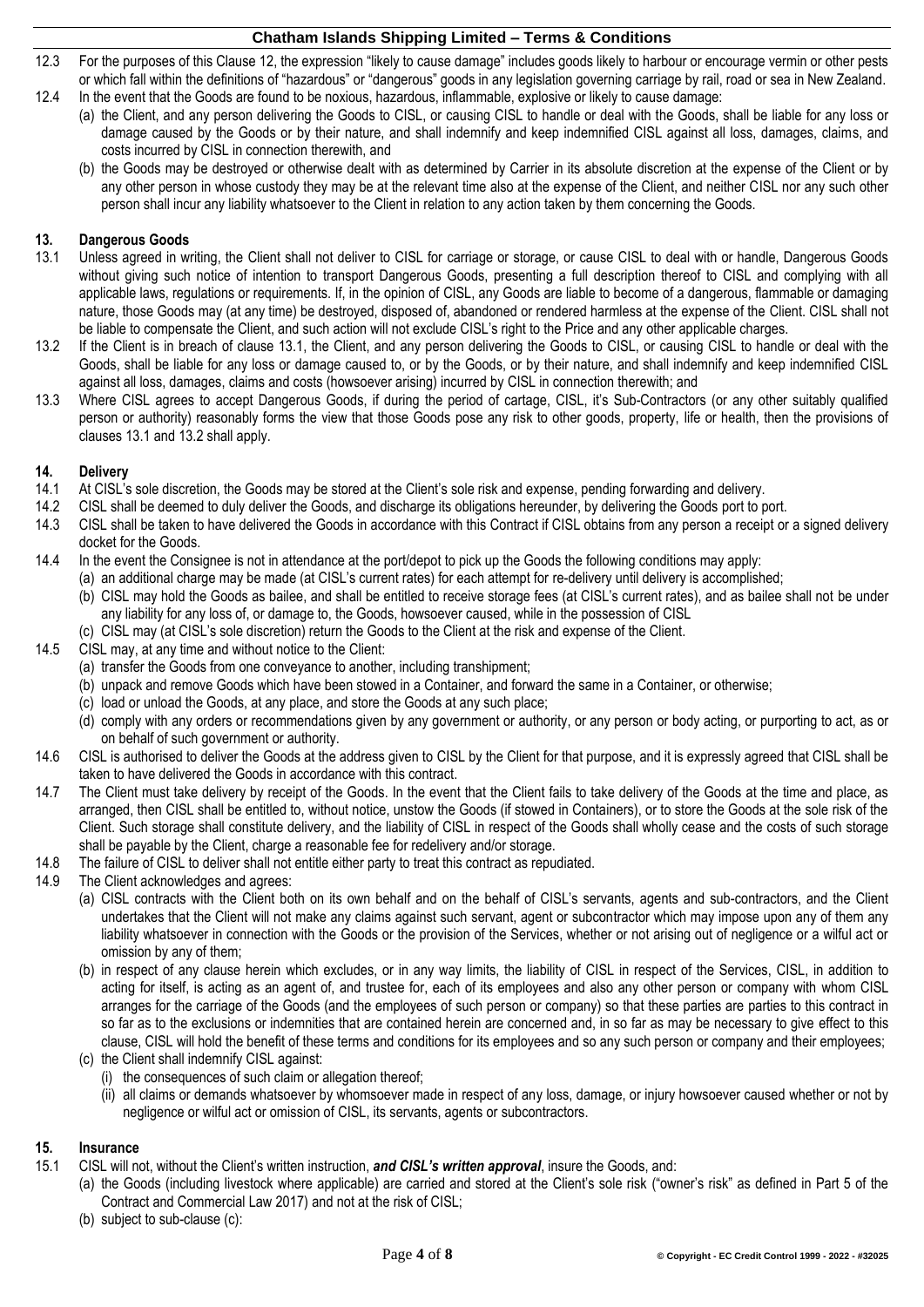12.3 For the purposes of this Clause 12, the expression "likely to cause damage" includes goods likely to harbour or encourage vermin or other pests or which fall within the definitions of "hazardous" or "dangerous" goods in any legislation governing carriage by rail, road or sea in New Zealand.

12.4 In the event that the Goods are found to be noxious, hazardous, inflammable, explosive or likely to cause damage:

(a) the Client, and any person delivering the Goods to CISL, or causing CISL to handle or deal with the Goods, shall be liable for any loss or damage caused by the Goods or by their nature, and shall indemnify and keep indemnified CISL against all loss, damages, claims, and costs incurred by CISL in connection therewith, and

(b) the Goods may be destroyed or otherwise dealt with as determined by Carrier in its absolute discretion at the expense of the Client or by any other person in whose custody they may be at the relevant time also at the expense of the Client, and neither CISL nor any such other person shall incur any liability whatsoever to the Client in relation to any action taken by them concerning the Goods.

## 13. Dangerous Goods

13.1 Unless agreed in writing, the Client shall not deliver to CISL for carriage or storage, or cause CISL to deal with or handle, Dangerous Goods without giving such notice of intention to transport Dangerous Goods, presenting a full description thereof to CISL and complying with all applicable laws, regulations or requirements. If, in the opinion of CISL, any Goods are liable to become of a dangerous, flammable or damaging nature, those Goods may (at any time) be destroyed, disposed of, abandoned or rendered harmless at the expense of the Client. CISL shall not be liable to compensate the Client, and such action will not exclude CISL's right to the Price and any other applicable charges.

13.2 If the Client is in breach of clause 13.1, the Client, and any person delivering the Goods to CISL, or causing CISL to handle or deal with the Goods, shall be liable for any loss or damage caused to, or by the Goods, or by their nature, and shall indemnify and keep indemnified CISL against all loss, damages, claims and costs (howsoever arising) incurred by CISL in connection therewith; and

13.3 Where CISL agrees to accept Dangerous Goods, if during the period of cartage, CISL, it's Sub-Contractors (or any other suitably qualified person or authority) reasonably forms the view that those Goods pose any risk to other goods, property, life or health, then the provisions of clauses 13.1 and 13.2 shall apply.

## 14. Delivery

14.1 At CISL's sole discretion, the Goods may be stored at the Client's sole risk and expense, pending forwarding and delivery.

14.2 CISL shall be deemed to duly deliver the Goods, and discharge its obligations hereunder, by delivering the Goods port to port.

14.3 CISL shall be taken to have delivered the Goods in accordance with this Contract if CISL obtains from any person a receipt or a signed delivery docket for the Goods.

14.4 In the event the Consignee is not in attendance at the port/depot to pick up the Goods the following conditions may apply:

(a) an additional charge may be made (at CISL's current rates) for each attempt for re-delivery until delivery is accomplished;

(b) CISL may hold the Goods as bailee, and shall be entitled to receive storage fees (at CISL's current rates), and as bailee shall not be under any liability for any loss of, or damage to, the Goods, howsoever caused, while in the possession of CISL

(c) CISL may (at CISL's sole discretion) return the Goods to the Client at the risk and expense of the Client.

14.5 CISL may, at any time and without notice to the Client:

(a) transfer the Goods from one conveyance to another, including transhipment;

(b) unpack and remove Goods which have been stowed in a Container, and forward the same in a Container, or otherwise;

(c) load or unload the Goods, at any place, and store the Goods at any such place;

(d) comply with any orders or recommendations given by any government or authority, or any person or body acting, or purporting to act, as or on behalf of such government or authority.

14.6 CISL is authorised to deliver the Goods at the address given to CISL by the Client for that purpose, and it is expressly agreed that CISL shall be taken to have delivered the Goods in accordance with this contract.

14.7 The Client must take delivery by receipt of the Goods. In the event that the Client fails to take delivery of the Goods at the time and place, as arranged, then CISL shall be entitled to, without notice, unstow the Goods (if stowed in Containers), or to store the Goods at the sole risk of the Client. Such storage shall constitute delivery, and the liability of CISL in respect of the Goods shall wholly cease and the costs of such storage shall be payable by the Client, charge a reasonable fee for redelivery and/or storage.

14.8 The failure of CISL to deliver shall not entitle either party to treat this contract as repudiated.

14.9 The Client acknowledges and agrees:

(a) CISL contracts with the Client both on its own behalf and on the behalf of CISL's servants, agents and sub-contractors, and the Client undertakes that the Client will not make any claims against such servant, agent or subcontractor which may impose upon any of them any liability whatsoever in connection with the Goods or the provision of the Services, whether or not arising out of negligence or a wilful act or omission by any of them;

(b) in respect of any clause herein which excludes, or in any way limits, the liability of CISL in respect of the Services, CISL, in addition to acting for itself, is acting as an agent of, and trustee for, each of its employees and also any other person or company with whom CISL arranges for the carriage of the Goods (and the employees of such person or company) so that these parties are parties to this contract in so far as to the exclusions or indemnities that are contained herein are concerned and, in so far as may be necessary to give effect to this clause, CISL will hold the benefit of these terms and conditions for its employees and so any such person or company and their employees;

(c) the Client shall indemnify CISL against:

(i) the consequences of such claim or allegation thereof;

(ii) all claims or demands whatsoever by whomsoever made in respect of any loss, damage, or injury howsoever caused whether or not by negligence or wilful act or omission of CISL, its servants, agents or subcontractors.

## 15. Insurance

15.1 CISL will not, without the Client's written instruction, ***and CISL's written approval***, insure the Goods, and:

(a) the Goods (including livestock where applicable) are carried and stored at the Client's sole risk ("owner's risk" as defined in Part 5 of the Contract and Commercial Law 2017) and not at the risk of CISL;

(b) subject to sub-clause (c):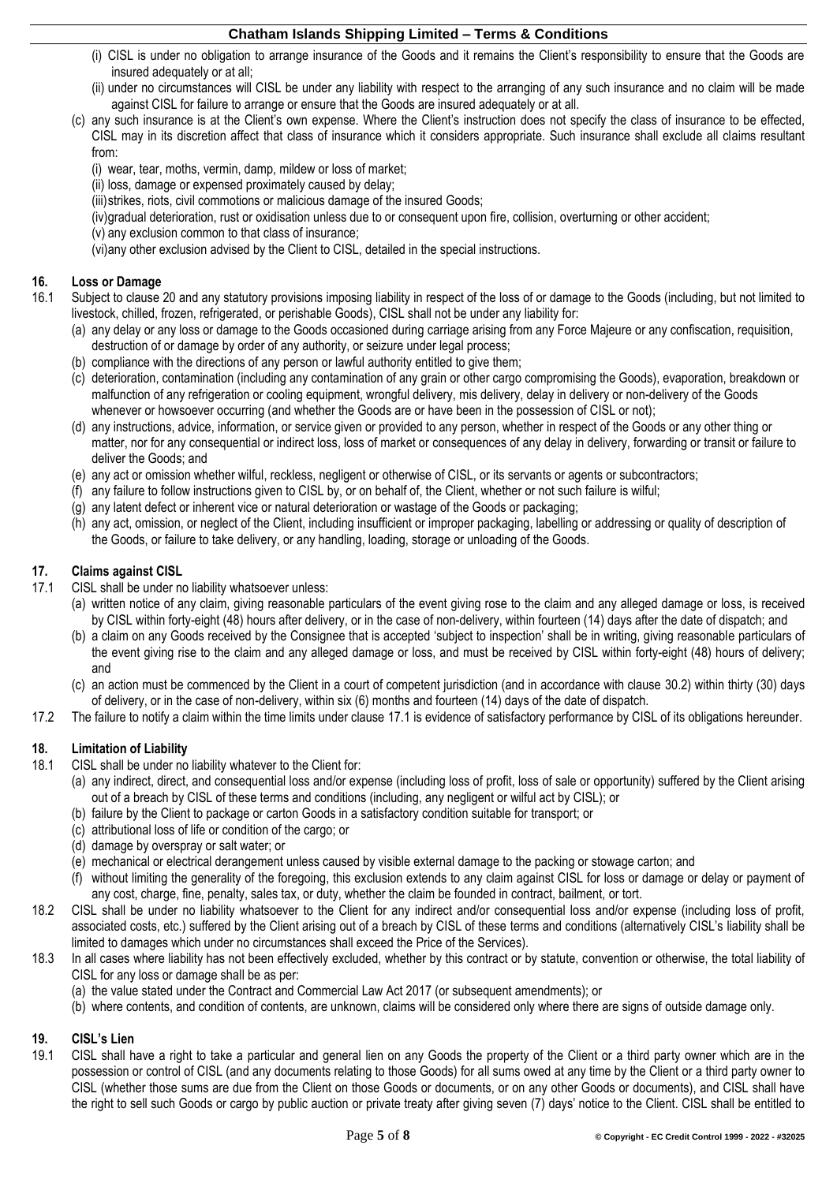(i) CISL is under no obligation to arrange insurance of the Goods and it remains the Client's responsibility to ensure that the Goods are insured adequately or at all;

(ii) under no circumstances will CISL be under any liability with respect to the arranging of any such insurance and no claim will be made against CISL for failure to arrange or ensure that the Goods are insured adequately or at all.

(c) any such insurance is at the Client's own expense. Where the Client's instruction does not specify the class of insurance to be effected, CISL may in its discretion affect that class of insurance which it considers appropriate. Such insurance shall exclude all claims resultant from:

(i) wear, tear, moths, vermin, damp, mildew or loss of market;

(ii) loss, damage or expensed proximately caused by delay;

(iii) strikes, riots, civil commotions or malicious damage of the insured Goods;

(iv) gradual deterioration, rust or oxidisation unless due to or consequent upon fire, collision, overturning or other accident;

(v) any exclusion common to that class of insurance;

(vi) any other exclusion advised by the Client to CISL, detailed in the special instructions.

## 16. Loss or Damage

16.1 Subject to clause 20 and any statutory provisions imposing liability in respect of the loss of or damage to the Goods (including, but not limited to livestock, chilled, frozen, refrigerated, or perishable Goods), CISL shall not be under any liability for:

(a) any delay or any loss or damage to the Goods occasioned during carriage arising from any Force Majeure or any confiscation, requisition, destruction of or damage by order of any authority, or seizure under legal process;

(b) compliance with the directions of any person or lawful authority entitled to give them;

(c) deterioration, contamination (including any contamination of any grain or other cargo compromising the Goods), evaporation, breakdown or malfunction of any refrigeration or cooling equipment, wrongful delivery, mis delivery, delay in delivery or non-delivery of the Goods whenever or howsoever occurring (and whether the Goods are or have been in the possession of CISL or not);

(d) any instructions, advice, information, or service given or provided to any person, whether in respect of the Goods or any other thing or matter, nor for any consequential or indirect loss, loss of market or consequences of any delay in delivery, forwarding or transit or failure to deliver the Goods; and

(e) any act or omission whether wilful, reckless, negligent or otherwise of CISL, or its servants or agents or subcontractors;

(f) any failure to follow instructions given to CISL by, or on behalf of, the Client, whether or not such failure is wilful;

(g) any latent defect or inherent vice or natural deterioration or wastage of the Goods or packaging;

(h) any act, omission, or neglect of the Client, including insufficient or improper packaging, labelling or addressing or quality of description of the Goods, or failure to take delivery, or any handling, loading, storage or unloading of the Goods.

## 17. Claims against CISL

17.1 CISL shall be under no liability whatsoever unless:

(a) written notice of any claim, giving reasonable particulars of the event giving rose to the claim and any alleged damage or loss, is received by CISL within forty-eight (48) hours after delivery, or in the case of non-delivery, within fourteen (14) days after the date of dispatch; and

(b) a claim on any Goods received by the Consignee that is accepted 'subject to inspection' shall be in writing, giving reasonable particulars of the event giving rise to the claim and any alleged damage or loss, and must be received by CISL within forty-eight (48) hours of delivery; and

(c) an action must be commenced by the Client in a court of competent jurisdiction (and in accordance with clause 30.2) within thirty (30) days of delivery, or in the case of non-delivery, within six (6) months and fourteen (14) days of the date of dispatch.

17.2 The failure to notify a claim within the time limits under clause 17.1 is evidence of satisfactory performance by CISL of its obligations hereunder.

## 18. Limitation of Liability

18.1 CISL shall be under no liability whatever to the Client for:

(a) any indirect, direct, and consequential loss and/or expense (including loss of profit, loss of sale or opportunity) suffered by the Client arising out of a breach by CISL of these terms and conditions (including, any negligent or wilful act by CISL); or

(b) failure by the Client to package or carton Goods in a satisfactory condition suitable for transport; or

(c) attributional loss of life or condition of the cargo; or

(d) damage by overspray or salt water; or

(e) mechanical or electrical derangement unless caused by visible external damage to the packing or stowage carton; and

(f) without limiting the generality of the foregoing, this exclusion extends to any claim against CISL for loss or damage or delay or payment of any cost, charge, fine, penalty, sales tax, or duty, whether the claim be founded in contract, bailment, or tort.

18.2 CISL shall be under no liability whatsoever to the Client for any indirect and/or consequential loss and/or expense (including loss of profit, associated costs, etc.) suffered by the Client arising out of a breach by CISL of these terms and conditions (alternatively CISL's liability shall be limited to damages which under no circumstances shall exceed the Price of the Services).

18.3 In all cases where liability has not been effectively excluded, whether by this contract or by statute, convention or otherwise, the total liability of CISL for any loss or damage shall be as per:

(a) the value stated under the Contract and Commercial Law Act 2017 (or subsequent amendments); or

(b) where contents, and condition of contents, are unknown, claims will be considered only where there are signs of outside damage only.

## 19. CISL's Lien

19.1 CISL shall have a right to take a particular and general lien on any Goods the property of the Client or a third party owner which are in the possession or control of CISL (and any documents relating to those Goods) for all sums owed at any time by the Client or a third party owner to CISL (whether those sums are due from the Client on those Goods or documents, or on any other Goods or documents), and CISL shall have the right to sell such Goods or cargo by public auction or private treaty after giving seven (7) days' notice to the Client. CISL shall be entitled to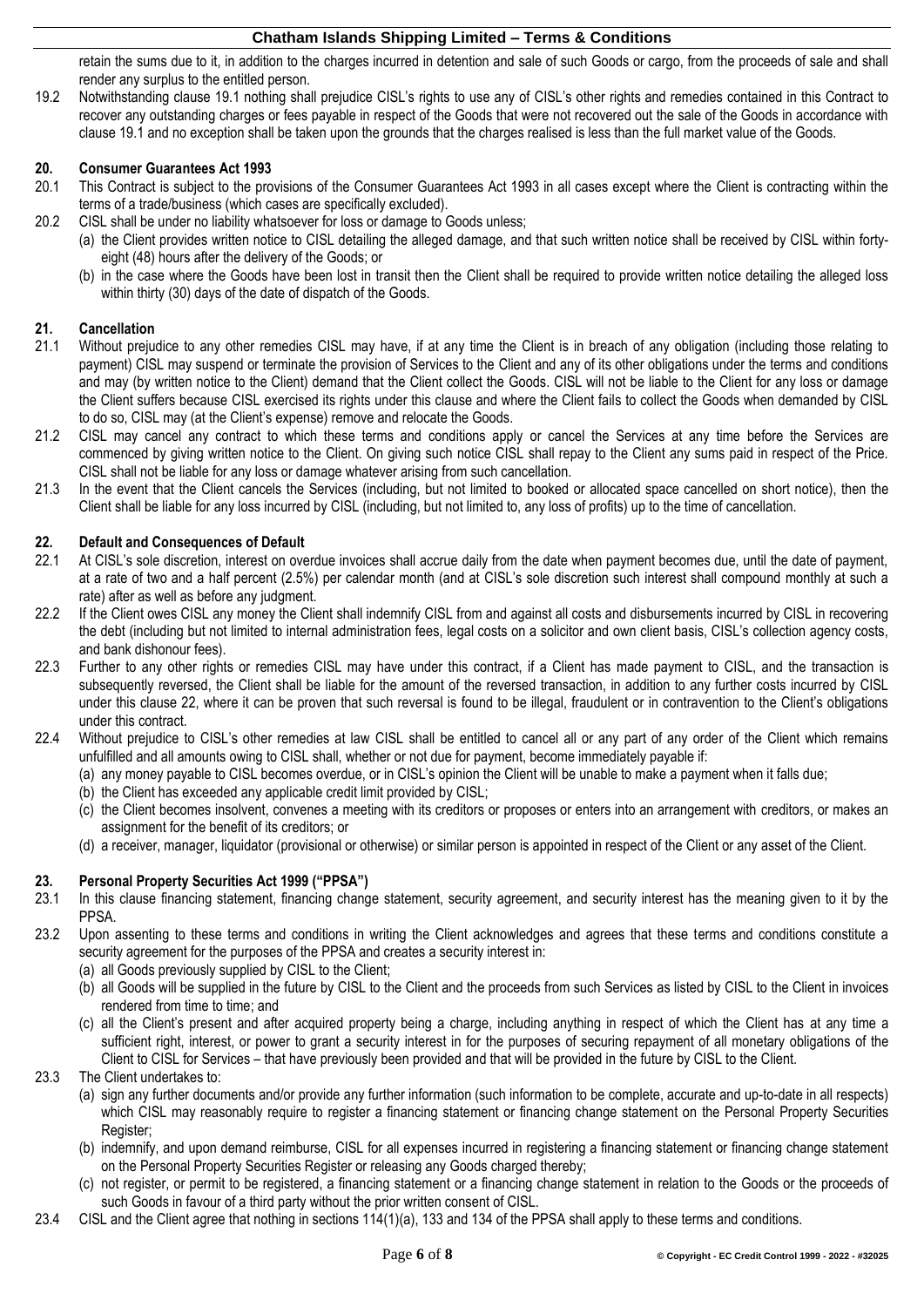retain the sums due to it, in addition to the charges incurred in detention and sale of such Goods or cargo, from the proceeds of sale and shall render any surplus to the entitled person.

19.2 Notwithstanding clause 19.1 nothing shall prejudice CISL's rights to use any of CISL's other rights and remedies contained in this Contract to recover any outstanding charges or fees payable in respect of the Goods that were not recovered out the sale of the Goods in accordance with clause 19.1 and no exception shall be taken upon the grounds that the charges realised is less than the full market value of the Goods.

## 20. Consumer Guarantees Act 1993

20.1 This Contract is subject to the provisions of the Consumer Guarantees Act 1993 in all cases except where the Client is contracting within the terms of a trade/business (which cases are specifically excluded).

20.2 CISL shall be under no liability whatsoever for loss or damage to Goods unless;

(a) the Client provides written notice to CISL detailing the alleged damage, and that such written notice shall be received by CISL within forty-eight (48) hours after the delivery of the Goods; or

(b) in the case where the Goods have been lost in transit then the Client shall be required to provide written notice detailing the alleged loss within thirty (30) days of the date of dispatch of the Goods.

## 21. Cancellation

21.1 Without prejudice to any other remedies CISL may have, if at any time the Client is in breach of any obligation (including those relating to payment) CISL may suspend or terminate the provision of Services to the Client and any of its other obligations under the terms and conditions and may (by written notice to the Client) demand that the Client collect the Goods. CISL will not be liable to the Client for any loss or damage the Client suffers because CISL exercised its rights under this clause and where the Client fails to collect the Goods when demanded by CISL to do so, CISL may (at the Client's expense) remove and relocate the Goods.

21.2 CISL may cancel any contract to which these terms and conditions apply or cancel the Services at any time before the Services are commenced by giving written notice to the Client. On giving such notice CISL shall repay to the Client any sums paid in respect of the Price. CISL shall not be liable for any loss or damage whatever arising from such cancellation.

21.3 In the event that the Client cancels the Services (including, but not limited to, booked or allocated space cancelled on short notice), then the Client shall be liable for any loss incurred by CISL (including, but not limited to, any loss of profits) up to the time of cancellation.

## 22. Default and Consequences of Default

22.1 At CISL's sole discretion, interest on overdue invoices shall accrue daily from the date when payment becomes due, until the date of payment, at a rate of two and a half percent (2.5%) per calendar month (and at CISL's sole discretion such interest shall compound monthly at such a rate) after as well as before any judgment.

22.2 If the Client owes CISL any money the Client shall indemnify CISL from and against all costs and disbursements incurred by CISL in recovering the debt (including but not limited to internal administration fees, legal costs on a solicitor and own client basis, CISL's collection agency costs, and bank dishonour fees).

22.3 Further to any other rights or remedies CISL may have under this contract, if a Client has made payment to CISL, and the transaction is subsequently reversed, the Client shall be liable for the amount of the reversed transaction, in addition to any further costs incurred by CISL under this clause 22, where it can be proven that such reversal is found to be illegal, fraudulent or in contravention to the Client's obligations under this contract.

22.4 Without prejudice to CISL's other remedies at law CISL shall be entitled to cancel all or any part of any order of the Client which remains unfulfilled and all amounts owing to CISL shall, whether or not due for payment, become immediately payable if:

(a) any money payable to CISL becomes overdue, or in CISL's opinion the Client will be unable to make a payment when it falls due;

(b) the Client has exceeded any applicable credit limit provided by CISL;

(c) the Client becomes insolvent, convenes a meeting with its creditors or proposes or enters into an arrangement with creditors, or makes an assignment for the benefit of its creditors; or

(d) a receiver, manager, liquidator (provisional or otherwise) or similar person is appointed in respect of the Client or any asset of the Client.

## 23. Personal Property Securities Act 1999 ("PPSA")

23.1 In this clause financing statement, financing change statement, security agreement, and security interest has the meaning given to it by the PPSA.

23.2 Upon assenting to these terms and conditions in writing the Client acknowledges and agrees that these terms and conditions constitute a security agreement for the purposes of the PPSA and creates a security interest in:

(a) all Goods previously supplied by CISL to the Client;

(b) all Goods will be supplied in the future by CISL to the Client and the proceeds from such Services as listed by CISL to the Client in invoices rendered from time to time; and

(c) all the Client's present and after acquired property being a charge, including anything in respect of which the Client has at any time a sufficient right, interest, or power to grant a security interest in for the purposes of securing repayment of all monetary obligations of the Client to CISL for Services – that have previously been provided and that will be provided in the future by CISL to the Client.

23.3 The Client undertakes to:

(a) sign any further documents and/or provide any further information (such information to be complete, accurate and up-to-date in all respects) which CISL may reasonably require to register a financing statement or financing change statement on the Personal Property Securities Register;

(b) indemnify, and upon demand reimburse, CISL for all expenses incurred in registering a financing statement or financing change statement on the Personal Property Securities Register or releasing any Goods charged thereby;

(c) not register, or permit to be registered, a financing statement or a financing change statement in relation to the Goods or the proceeds of such Goods in favour of a third party without the prior written consent of CISL.

23.4 CISL and the Client agree that nothing in sections 114(1)(a), 133 and 134 of the PPSA shall apply to these terms and conditions.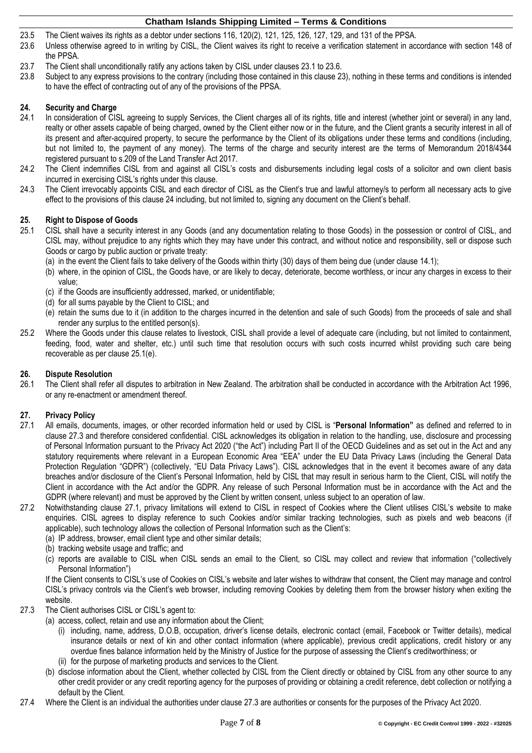23.5 The Client waives its rights as a debtor under sections 116, 120(2), 121, 125, 126, 127, 129, and 131 of the PPSA.

23.6 Unless otherwise agreed to in writing by CISL, the Client waives its right to receive a verification statement in accordance with section 148 of the PPSA.

23.7 The Client shall unconditionally ratify any actions taken by CISL under clauses 23.1 to 23.6.

23.8 Subject to any express provisions to the contrary (including those contained in this clause 23), nothing in these terms and conditions is intended to have the effect of contracting out of any of the provisions of the PPSA.

## 24. Security and Charge

24.1 In consideration of CISL agreeing to supply Services, the Client charges all of its rights, title and interest (whether joint or several) in any land, realty or other assets capable of being charged, owned by the Client either now or in the future, and the Client grants a security interest in all of its present and after-acquired property, to secure the performance by the Client of its obligations under these terms and conditions (including, but not limited to, the payment of any money). The terms of the charge and security interest are the terms of Memorandum 2018/4344 registered pursuant to s.209 of the Land Transfer Act 2017.

24.2 The Client indemnifies CISL from and against all CISL's costs and disbursements including legal costs of a solicitor and own client basis incurred in exercising CISL's rights under this clause.

24.3 The Client irrevocably appoints CISL and each director of CISL as the Client's true and lawful attorney/s to perform all necessary acts to give effect to the provisions of this clause 24 including, but not limited to, signing any document on the Client's behalf.

## 25. Right to Dispose of Goods

25.1 CISL shall have a security interest in any Goods (and any documentation relating to those Goods) in the possession or control of CISL, and CISL may, without prejudice to any rights which they may have under this contract, and without notice and responsibility, sell or dispose such Goods or cargo by public auction or private treaty:

(a) in the event the Client fails to take delivery of the Goods within thirty (30) days of them being due (under clause 14.1);

(b) where, in the opinion of CISL, the Goods have, or are likely to decay, deteriorate, become worthless, or incur any charges in excess to their value;

(c) if the Goods are insufficiently addressed, marked, or unidentifiable;

(d) for all sums payable by the Client to CISL; and

(e) retain the sums due to it (in addition to the charges incurred in the detention and sale of such Goods) from the proceeds of sale and shall render any surplus to the entitled person(s).

25.2 Where the Goods under this clause relates to livestock, CISL shall provide a level of adequate care (including, but not limited to containment, feeding, food, water and shelter, etc.) until such time that resolution occurs with such costs incurred whilst providing such care being recoverable as per clause 25.1(e).

## 26. Dispute Resolution

26.1 The Client shall refer all disputes to arbitration in New Zealand. The arbitration shall be conducted in accordance with the Arbitration Act 1996, or any re-enactment or amendment thereof.

## 27. Privacy Policy

27.1 All emails, documents, images, or other recorded information held or used by CISL is "**Personal Information"** as defined and referred to in clause 27.3 and therefore considered confidential. CISL acknowledges its obligation in relation to the handling, use, disclosure and processing of Personal Information pursuant to the Privacy Act 2020 ("the Act") including Part II of the OECD Guidelines and as set out in the Act and any statutory requirements where relevant in a European Economic Area "EEA" under the EU Data Privacy Laws (including the General Data Protection Regulation "GDPR") (collectively, "EU Data Privacy Laws"). CISL acknowledges that in the event it becomes aware of any data breaches and/or disclosure of the Client's Personal Information, held by CISL that may result in serious harm to the Client, CISL will notify the Client in accordance with the Act and/or the GDPR. Any release of such Personal Information must be in accordance with the Act and the GDPR (where relevant) and must be approved by the Client by written consent, unless subject to an operation of law.

27.2 Notwithstanding clause 27.1, privacy limitations will extend to CISL in respect of Cookies where the Client utilises CISL's website to make enquiries. CISL agrees to display reference to such Cookies and/or similar tracking technologies, such as pixels and web beacons (if applicable), such technology allows the collection of Personal Information such as the Client's:

(a) IP address, browser, email client type and other similar details;

(b) tracking website usage and traffic; and

(c) reports are available to CISL when CISL sends an email to the Client, so CISL may collect and review that information ("collectively Personal Information")

If the Client consents to CISL's use of Cookies on CISL's website and later wishes to withdraw that consent, the Client may manage and control CISL's privacy controls via the Client's web browser, including removing Cookies by deleting them from the browser history when exiting the website.

27.3 The Client authorises CISL or CISL's agent to:

(a) access, collect, retain and use any information about the Client;

(i) including, name, address, D.O.B, occupation, driver's license details, electronic contact (email, Facebook or Twitter details), medical insurance details or next of kin and other contact information (where applicable), previous credit applications, credit history or any overdue fines balance information held by the Ministry of Justice for the purpose of assessing the Client's creditworthiness; or

(ii) for the purpose of marketing products and services to the Client.

(b) disclose information about the Client, whether collected by CISL from the Client directly or obtained by CISL from any other source to any other credit provider or any credit reporting agency for the purposes of providing or obtaining a credit reference, debt collection or notifying a default by the Client.

27.4 Where the Client is an individual the authorities under clause 27.3 are authorities or consents for the purposes of the Privacy Act 2020.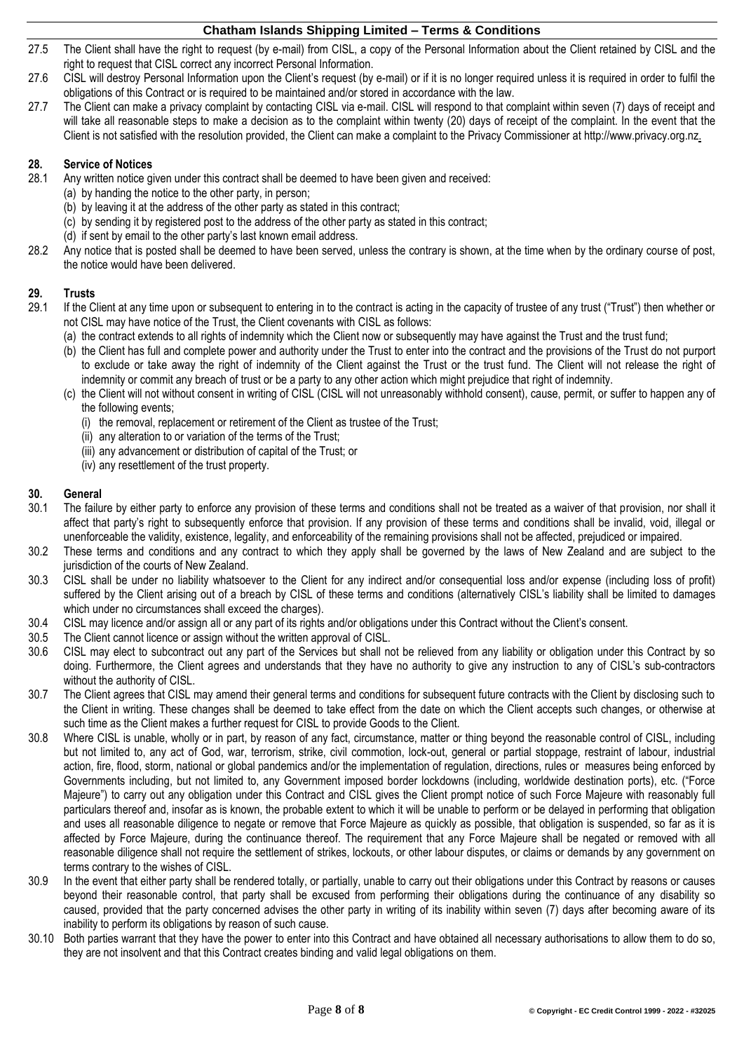27.5 The Client shall have the right to request (by e-mail) from CISL, a copy of the Personal Information about the Client retained by CISL and the right to request that CISL correct any incorrect Personal Information.

27.6 CISL will destroy Personal Information upon the Client's request (by e-mail) or if it is no longer required unless it is required in order to fulfil the obligations of this Contract or is required to be maintained and/or stored in accordance with the law.

27.7 The Client can make a privacy complaint by contacting CISL via e-mail. CISL will respond to that complaint within seven (7) days of receipt and will take all reasonable steps to make a decision as to the complaint within twenty (20) days of receipt of the complaint. In the event that the Client is not satisfied with the resolution provided, the Client can make a complaint to the Privacy Commissioner at http://www.privacy.org.nz.

## 28. Service of Notices

28.1 Any written notice given under this contract shall be deemed to have been given and received:

(a) by handing the notice to the other party, in person;

(b) by leaving it at the address of the other party as stated in this contract;

(c) by sending it by registered post to the address of the other party as stated in this contract;

(d) if sent by email to the other party's last known email address.

28.2 Any notice that is posted shall be deemed to have been served, unless the contrary is shown, at the time when by the ordinary course of post, the notice would have been delivered.

## 29. Trusts

29.1 If the Client at any time upon or subsequent to entering in to the contract is acting in the capacity of trustee of any trust ("Trust") then whether or not CISL may have notice of the Trust, the Client covenants with CISL as follows:

(a) the contract extends to all rights of indemnity which the Client now or subsequently may have against the Trust and the trust fund;

(b) the Client has full and complete power and authority under the Trust to enter into the contract and the provisions of the Trust do not purport to exclude or take away the right of indemnity of the Client against the Trust or the trust fund. The Client will not release the right of indemnity or commit any breach of trust or be a party to any other action which might prejudice that right of indemnity.

(c) the Client will not without consent in writing of CISL (CISL will not unreasonably withhold consent), cause, permit, or suffer to happen any of the following events;

(i) the removal, replacement or retirement of the Client as trustee of the Trust;

(ii) any alteration to or variation of the terms of the Trust;

(iii) any advancement or distribution of capital of the Trust; or

(iv) any resettlement of the trust property.

## 30. General

30.1 The failure by either party to enforce any provision of these terms and conditions shall not be treated as a waiver of that provision, nor shall it affect that party's right to subsequently enforce that provision. If any provision of these terms and conditions shall be invalid, void, illegal or unenforceable the validity, existence, legality, and enforceability of the remaining provisions shall not be affected, prejudiced or impaired.

30.2 These terms and conditions and any contract to which they apply shall be governed by the laws of New Zealand and are subject to the jurisdiction of the courts of New Zealand.

30.3 CISL shall be under no liability whatsoever to the Client for any indirect and/or consequential loss and/or expense (including loss of profit) suffered by the Client arising out of a breach by CISL of these terms and conditions (alternatively CISL's liability shall be limited to damages which under no circumstances shall exceed the charges).

30.4 CISL may licence and/or assign all or any part of its rights and/or obligations under this Contract without the Client's consent.

30.5 The Client cannot licence or assign without the written approval of CISL.

30.6 CISL may elect to subcontract out any part of the Services but shall not be relieved from any liability or obligation under this Contract by so doing. Furthermore, the Client agrees and understands that they have no authority to give any instruction to any of CISL's sub-contractors without the authority of CISL.

30.7 The Client agrees that CISL may amend their general terms and conditions for subsequent future contracts with the Client by disclosing such to the Client in writing. These changes shall be deemed to take effect from the date on which the Client accepts such changes, or otherwise at such time as the Client makes a further request for CISL to provide Goods to the Client.

30.8 Where CISL is unable, wholly or in part, by reason of any fact, circumstance, matter or thing beyond the reasonable control of CISL, including but not limited to, any act of God, war, terrorism, strike, civil commotion, lock-out, general or partial stoppage, restraint of labour, industrial action, fire, flood, storm, national or global pandemics and/or the implementation of regulation, directions, rules or measures being enforced by Governments including, but not limited to, any Government imposed border lockdowns (including, worldwide destination ports), etc. ("Force Majeure") to carry out any obligation under this Contract and CISL gives the Client prompt notice of such Force Majeure with reasonably full particulars thereof and, insofar as is known, the probable extent to which it will be unable to perform or be delayed in performing that obligation and uses all reasonable diligence to negate or remove that Force Majeure as quickly as possible, that obligation is suspended, so far as it is affected by Force Majeure, during the continuance thereof. The requirement that any Force Majeure shall be negated or removed with all reasonable diligence shall not require the settlement of strikes, lockouts, or other labour disputes, or claims or demands by any government on terms contrary to the wishes of CISL.

30.9 In the event that either party shall be rendered totally, or partially, unable to carry out their obligations under this Contract by reasons or causes beyond their reasonable control, that party shall be excused from performing their obligations during the continuance of any disability so caused, provided that the party concerned advises the other party in writing of its inability within seven (7) days after becoming aware of its inability to perform its obligations by reason of such cause.

30.10 Both parties warrant that they have the power to enter into this Contract and have obtained all necessary authorisations to allow them to do so, they are not insolvent and that this Contract creates binding and valid legal obligations on them.